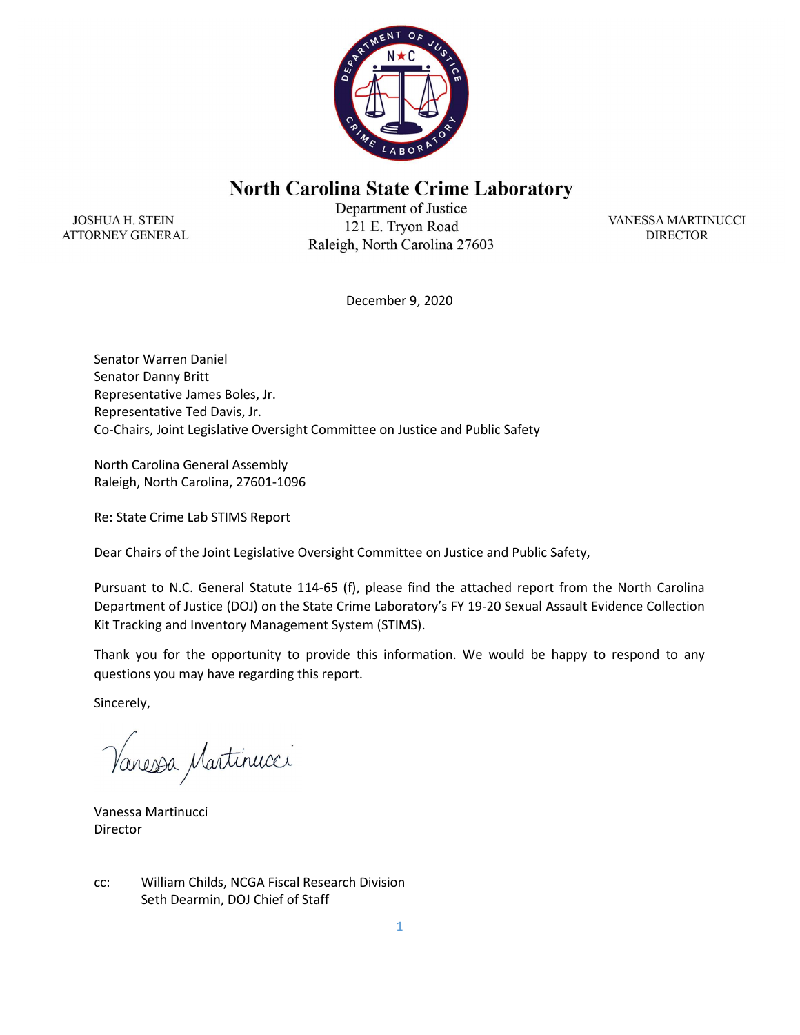# North Carolina State Crime Laboratory

JOSHUA H. STEIN
ATTORNEY GENERAL

Department of Justice
121 E. Tryon Road
Raleigh, North Carolina 27603

VANESSA MARTINUCCI
DIRECTOR

December 9, 2020

Senator Warren Daniel
Senator Danny Britt
Representative James Boles, Jr.
Representative Ted Davis, Jr.
Co-Chairs, Joint Legislative Oversight Committee on Justice and Public Safety

North Carolina General Assembly
Raleigh, North Carolina, 27601-1096

Re: State Crime Lab STIMS Report

Dear Chairs of the Joint Legislative Oversight Committee on Justice and Public Safety,

Pursuant to N.C. General Statute 114-65 (f), please find the attached report from the North Carolina Department of Justice (DOJ) on the State Crime Laboratory's FY 19-20 Sexual Assault Evidence Collection Kit Tracking and Inventory Management System (STIMS).

Thank you for the opportunity to provide this information. We would be happy to respond to any questions you may have regarding this report.

Sincerely,

Vanessa Martinucci

Vanessa Martinucci
Director

cc: William Childs, NCGA Fiscal Research Division
Seth Dearmin, DOJ Chief of Staff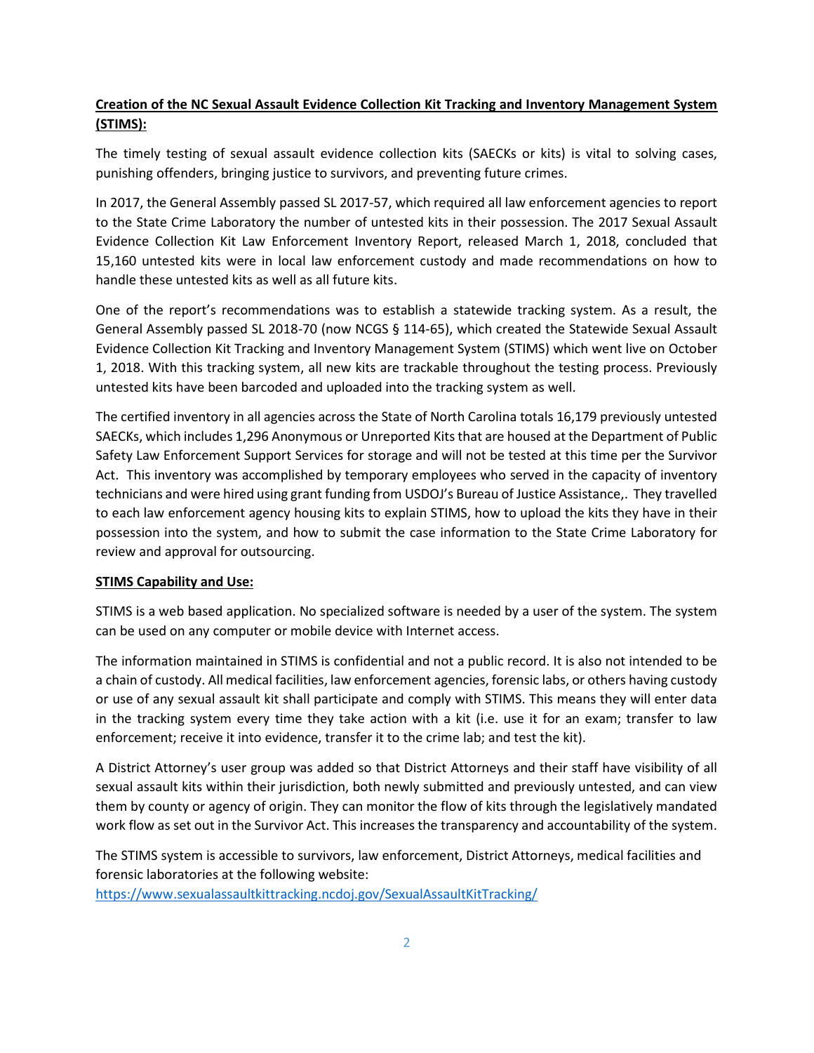**Creation of the NC Sexual Assault Evidence Collection Kit Tracking and Inventory Management System (STIMS):**

The timely testing of sexual assault evidence collection kits (SAECKs or kits) is vital to solving cases, punishing offenders, bringing justice to survivors, and preventing future crimes.

In 2017, the General Assembly passed SL 2017-57, which required all law enforcement agencies to report to the State Crime Laboratory the number of untested kits in their possession. The 2017 Sexual Assault Evidence Collection Kit Law Enforcement Inventory Report, released March 1, 2018, concluded that 15,160 untested kits were in local law enforcement custody and made recommendations on how to handle these untested kits as well as all future kits.

One of the report's recommendations was to establish a statewide tracking system. As a result, the General Assembly passed SL 2018-70 (now NCGS § 114-65), which created the Statewide Sexual Assault Evidence Collection Kit Tracking and Inventory Management System (STIMS) which went live on October 1, 2018. With this tracking system, all new kits are trackable throughout the testing process. Previously untested kits have been barcoded and uploaded into the tracking system as well.

The certified inventory in all agencies across the State of North Carolina totals 16,179 previously untested SAECKs, which includes 1,296 Anonymous or Unreported Kits that are housed at the Department of Public Safety Law Enforcement Support Services for storage and will not be tested at this time per the Survivor Act. This inventory was accomplished by temporary employees who served in the capacity of inventory technicians and were hired using grant funding from USDOJ's Bureau of Justice Assistance,. They travelled to each law enforcement agency housing kits to explain STIMS, how to upload the kits they have in their possession into the system, and how to submit the case information to the State Crime Laboratory for review and approval for outsourcing.

**STIMS Capability and Use:**

STIMS is a web based application. No specialized software is needed by a user of the system. The system can be used on any computer or mobile device with Internet access.

The information maintained in STIMS is confidential and not a public record. It is also not intended to be a chain of custody. All medical facilities, law enforcement agencies, forensic labs, or others having custody or use of any sexual assault kit shall participate and comply with STIMS. This means they will enter data in the tracking system every time they take action with a kit (i.e. use it for an exam; transfer to law enforcement; receive it into evidence, transfer it to the crime lab; and test the kit).

A District Attorney's user group was added so that District Attorneys and their staff have visibility of all sexual assault kits within their jurisdiction, both newly submitted and previously untested, and can view them by county or agency of origin. They can monitor the flow of kits through the legislatively mandated work flow as set out in the Survivor Act. This increases the transparency and accountability of the system.

The STIMS system is accessible to survivors, law enforcement, District Attorneys, medical facilities and forensic laboratories at the following website:
https://www.sexualassaultkittracking.ncdoj.gov/SexualAssaultKitTracking/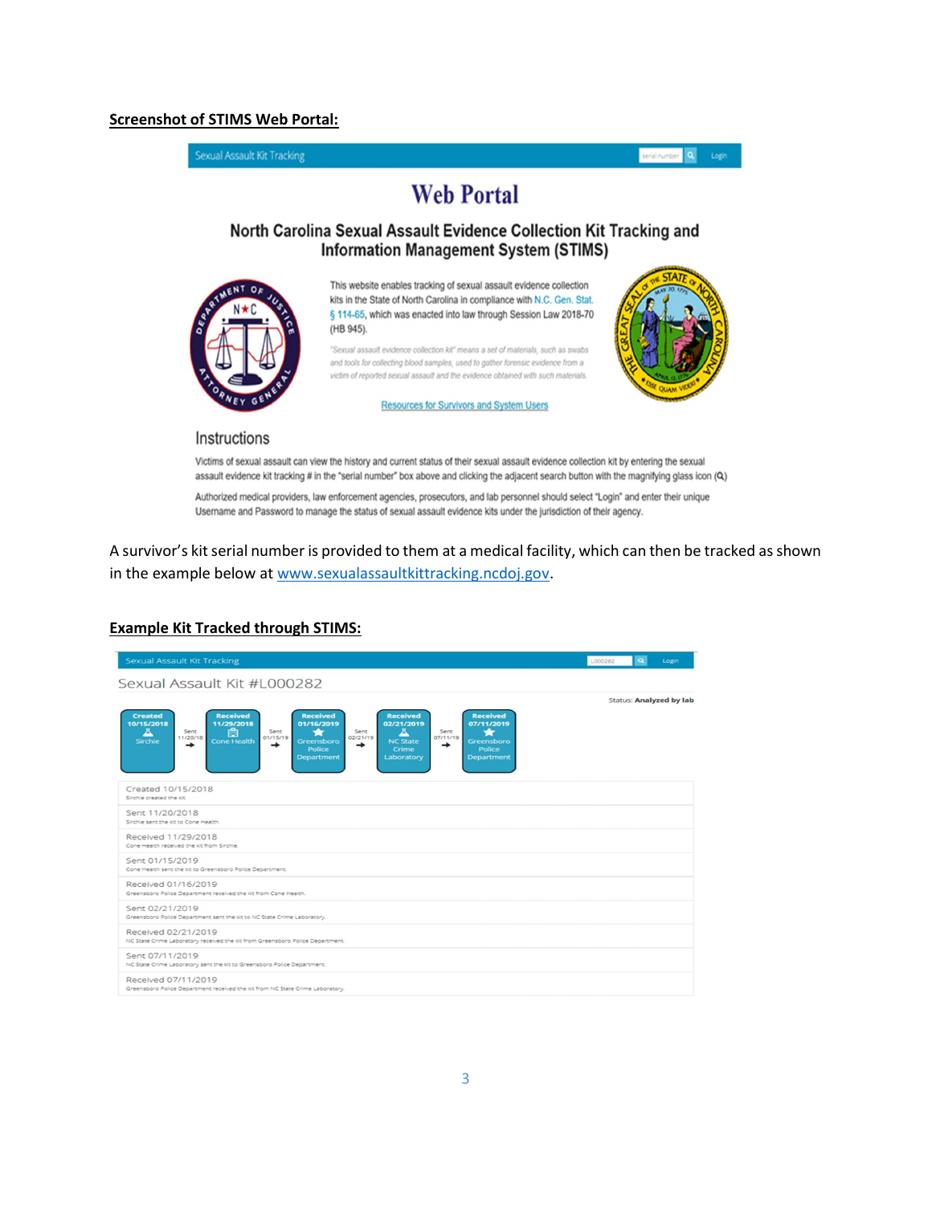**Screenshot of STIMS Web Portal:**

Sexual Assault Kit Tracking

# Web Portal

## North Carolina Sexual Assault Evidence Collection Kit Tracking and Information Management System (STIMS)

This website enables tracking of sexual assault evidence collection kits in the State of North Carolina in compliance with N.C. Gen. Stat. § 114-65, which was enacted into law through Session Law 2018-70 (HB 945).

*"Sexual assault evidence collection kit" means a set of materials, such as swabs and tools for collecting blood samples, used to gather forensic evidence from a victim of reported sexual assault and the evidence obtained with such materials.*

Resources for Survivors and System Users

### Instructions

Victims of sexual assault can view the history and current status of their sexual assault evidence collection kit by entering the sexual assault evidence kit tracking # in the "serial number" box above and clicking the adjacent search button with the magnifying glass icon (Q)

Authorized medical providers, law enforcement agencies, prosecutors, and lab personnel should select "Login" and enter their unique Username and Password to manage the status of sexual assault evidence kits under the jurisdiction of their agency.

A survivor's kit serial number is provided to them at a medical facility, which can then be tracked as shown in the example below at www.sexualassaultkittracking.ncdoj.gov.

**Example Kit Tracked through STIMS:**

Sexual Assault Kit Tracking

Sexual Assault Kit #L000282

Status: **Analyzed by lab**

Created 10/15/2018 Sirchie → Sent 11/20/18 → Received 11/29/2018 Cone Health → Sent 01/15/19 → Received 01/16/2019 Greensboro Police Department → Sent 02/21/19 → Received 02/21/2019 NC State Crime Laboratory → Sent 07/11/19 → Received 07/11/2019 Greensboro Police Department

Created 10/15/2018
Sirchie created the kit.

Sent 11/20/2018
Sirchie sent the kit to Cone Health.

Received 11/29/2018
Cone Health received the kit from Sirchie.

Sent 01/15/2019
Cone Health sent the kit to Greensboro Police Department.

Received 01/16/2019
Greensboro Police Department received the kit from Cone Health.

Sent 02/21/2019
Greensboro Police Department sent the kit to NC State Crime Laboratory.

Received 02/21/2019
NC State Crime Laboratory received the kit from Greensboro Police Department.

Sent 07/11/2019
NC State Crime Laboratory sent the kit to Greensboro Police Department.

Received 07/11/2019
Greensboro Police Department received the kit from NC State Crime Laboratory.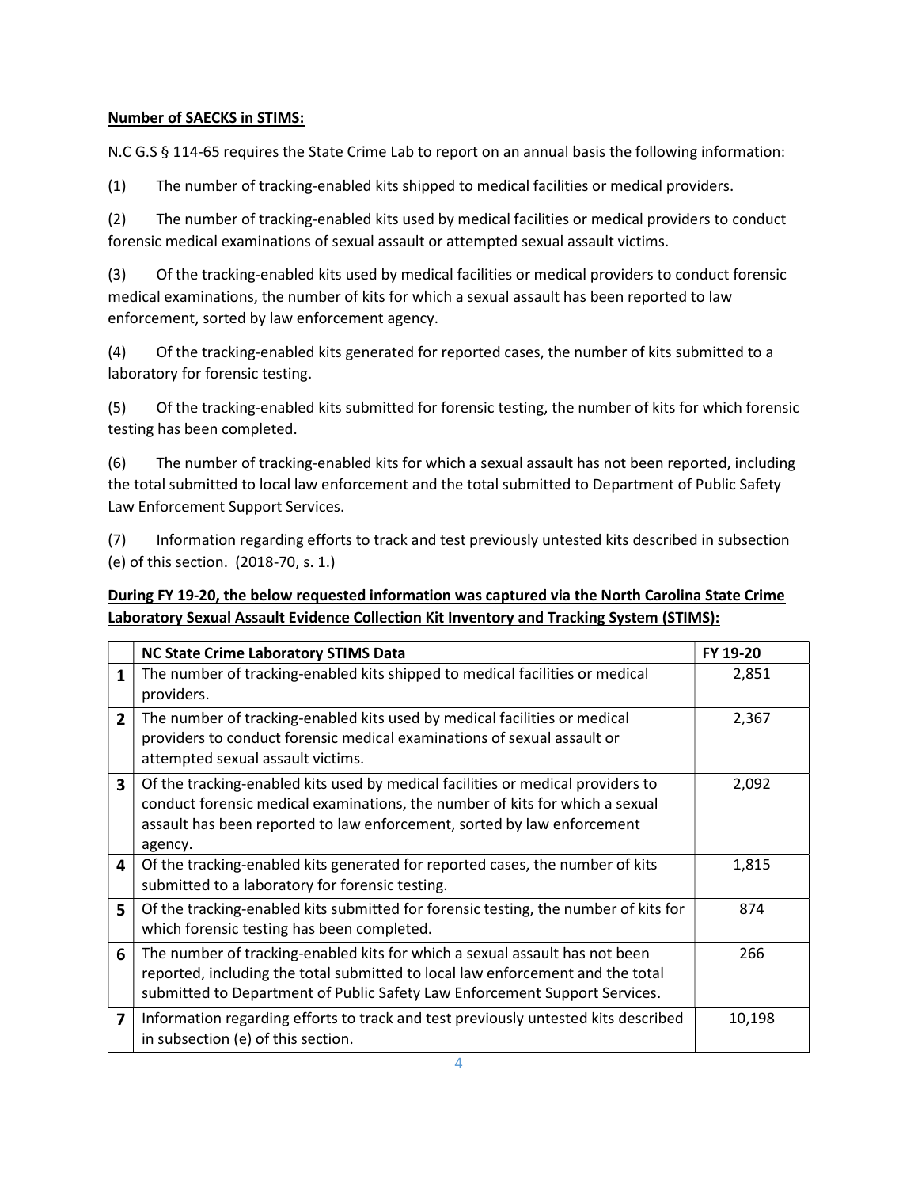**Number of SAECKS in STIMS:**

N.C G.S § 114-65 requires the State Crime Lab to report on an annual basis the following information:

(1) The number of tracking-enabled kits shipped to medical facilities or medical providers.

(2) The number of tracking-enabled kits used by medical facilities or medical providers to conduct forensic medical examinations of sexual assault or attempted sexual assault victims.

(3) Of the tracking-enabled kits used by medical facilities or medical providers to conduct forensic medical examinations, the number of kits for which a sexual assault has been reported to law enforcement, sorted by law enforcement agency.

(4) Of the tracking-enabled kits generated for reported cases, the number of kits submitted to a laboratory for forensic testing.

(5) Of the tracking-enabled kits submitted for forensic testing, the number of kits for which forensic testing has been completed.

(6) The number of tracking-enabled kits for which a sexual assault has not been reported, including the total submitted to local law enforcement and the total submitted to Department of Public Safety Law Enforcement Support Services.

(7) Information regarding efforts to track and test previously untested kits described in subsection (e) of this section. (2018-70, s. 1.)

**During FY 19-20, the below requested information was captured via the North Carolina State Crime Laboratory Sexual Assault Evidence Collection Kit Inventory and Tracking System (STIMS):**

| | NC State Crime Laboratory STIMS Data | FY 19-20 |
|---|---|---|
| 1 | The number of tracking-enabled kits shipped to medical facilities or medical providers. | 2,851 |
| 2 | The number of tracking-enabled kits used by medical facilities or medical providers to conduct forensic medical examinations of sexual assault or attempted sexual assault victims. | 2,367 |
| 3 | Of the tracking-enabled kits used by medical facilities or medical providers to conduct forensic medical examinations, the number of kits for which a sexual assault has been reported to law enforcement, sorted by law enforcement agency. | 2,092 |
| 4 | Of the tracking-enabled kits generated for reported cases, the number of kits submitted to a laboratory for forensic testing. | 1,815 |
| 5 | Of the tracking-enabled kits submitted for forensic testing, the number of kits for which forensic testing has been completed. | 874 |
| 6 | The number of tracking-enabled kits for which a sexual assault has not been reported, including the total submitted to local law enforcement and the total submitted to Department of Public Safety Law Enforcement Support Services. | 266 |
| 7 | Information regarding efforts to track and test previously untested kits described in subsection (e) of this section. | 10,198 |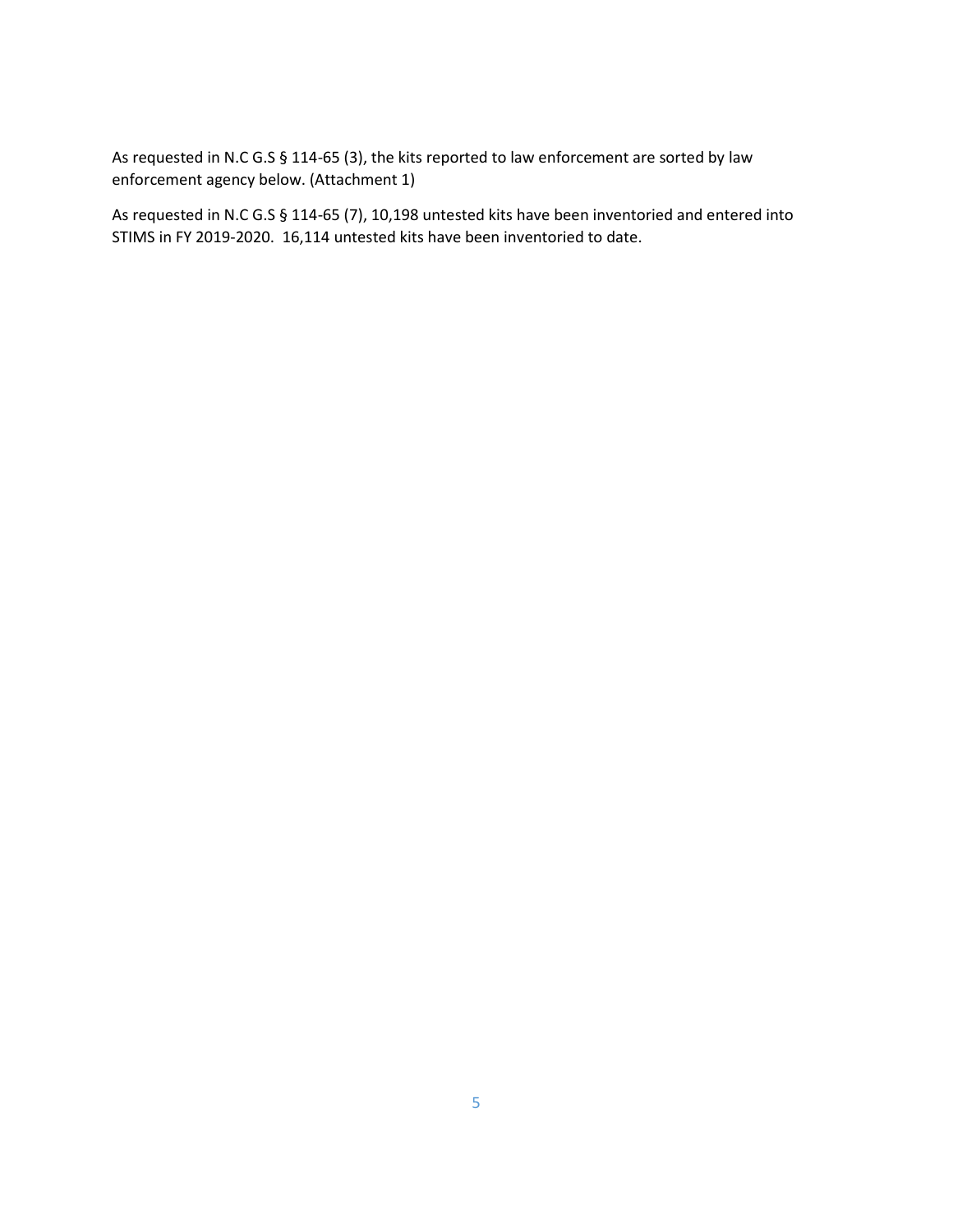As requested in N.C G.S § 114-65 (3), the kits reported to law enforcement are sorted by law enforcement agency below. (Attachment 1)

As requested in N.C G.S § 114-65 (7), 10,198 untested kits have been inventoried and entered into STIMS in FY 2019-2020. 16,114 untested kits have been inventoried to date.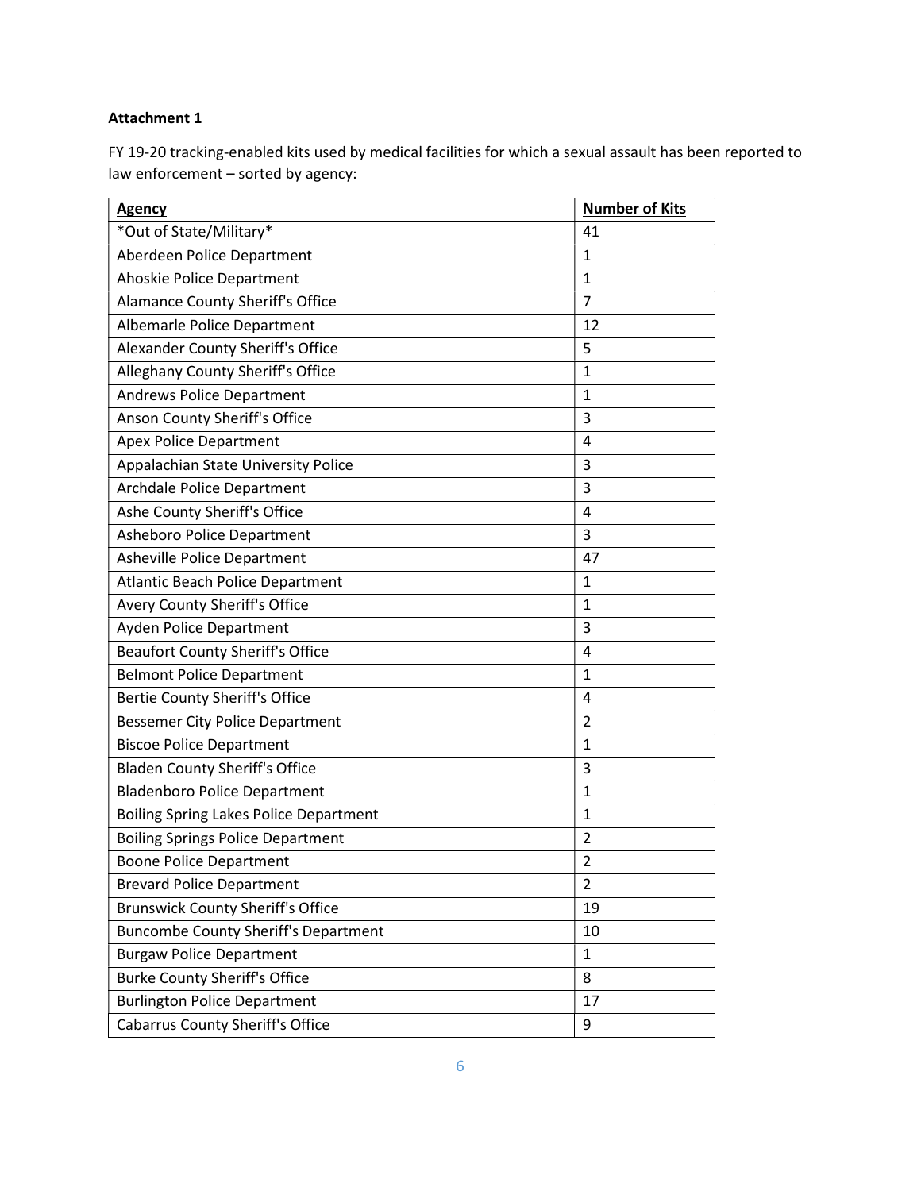**Attachment 1**

FY 19-20 tracking-enabled kits used by medical facilities for which a sexual assault has been reported to law enforcement – sorted by agency:

| Agency | Number of Kits |
|---|---|
| *Out of State/Military* | 41 |
| Aberdeen Police Department | 1 |
| Ahoskie Police Department | 1 |
| Alamance County Sheriff's Office | 7 |
| Albemarle Police Department | 12 |
| Alexander County Sheriff's Office | 5 |
| Alleghany County Sheriff's Office | 1 |
| Andrews Police Department | 1 |
| Anson County Sheriff's Office | 3 |
| Apex Police Department | 4 |
| Appalachian State University Police | 3 |
| Archdale Police Department | 3 |
| Ashe County Sheriff's Office | 4 |
| Asheboro Police Department | 3 |
| Asheville Police Department | 47 |
| Atlantic Beach Police Department | 1 |
| Avery County Sheriff's Office | 1 |
| Ayden Police Department | 3 |
| Beaufort County Sheriff's Office | 4 |
| Belmont Police Department | 1 |
| Bertie County Sheriff's Office | 4 |
| Bessemer City Police Department | 2 |
| Biscoe Police Department | 1 |
| Bladen County Sheriff's Office | 3 |
| Bladenboro Police Department | 1 |
| Boiling Spring Lakes Police Department | 1 |
| Boiling Springs Police Department | 2 |
| Boone Police Department | 2 |
| Brevard Police Department | 2 |
| Brunswick County Sheriff's Office | 19 |
| Buncombe County Sheriff's Department | 10 |
| Burgaw Police Department | 1 |
| Burke County Sheriff's Office | 8 |
| Burlington Police Department | 17 |
| Cabarrus County Sheriff's Office | 9 |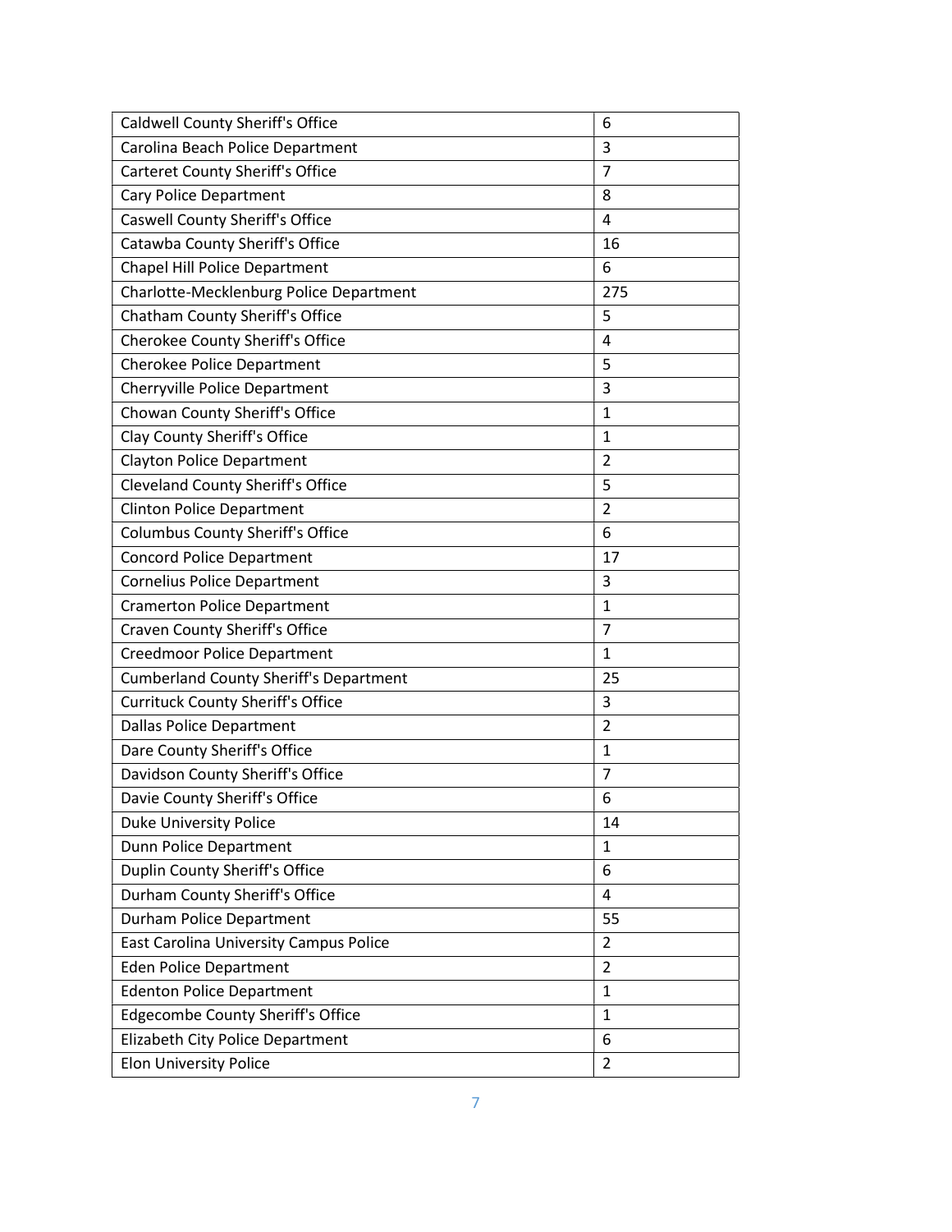| Caldwell County Sheriff's Office | 6 |
|---|---|
| Carolina Beach Police Department | 3 |
| Carteret County Sheriff's Office | 7 |
| Cary Police Department | 8 |
| Caswell County Sheriff's Office | 4 |
| Catawba County Sheriff's Office | 16 |
| Chapel Hill Police Department | 6 |
| Charlotte-Mecklenburg Police Department | 275 |
| Chatham County Sheriff's Office | 5 |
| Cherokee County Sheriff's Office | 4 |
| Cherokee Police Department | 5 |
| Cherryville Police Department | 3 |
| Chowan County Sheriff's Office | 1 |
| Clay County Sheriff's Office | 1 |
| Clayton Police Department | 2 |
| Cleveland County Sheriff's Office | 5 |
| Clinton Police Department | 2 |
| Columbus County Sheriff's Office | 6 |
| Concord Police Department | 17 |
| Cornelius Police Department | 3 |
| Cramerton Police Department | 1 |
| Craven County Sheriff's Office | 7 |
| Creedmoor Police Department | 1 |
| Cumberland County Sheriff's Department | 25 |
| Currituck County Sheriff's Office | 3 |
| Dallas Police Department | 2 |
| Dare County Sheriff's Office | 1 |
| Davidson County Sheriff's Office | 7 |
| Davie County Sheriff's Office | 6 |
| Duke University Police | 14 |
| Dunn Police Department | 1 |
| Duplin County Sheriff's Office | 6 |
| Durham County Sheriff's Office | 4 |
| Durham Police Department | 55 |
| East Carolina University Campus Police | 2 |
| Eden Police Department | 2 |
| Edenton Police Department | 1 |
| Edgecombe County Sheriff's Office | 1 |
| Elizabeth City Police Department | 6 |
| Elon University Police | 2 |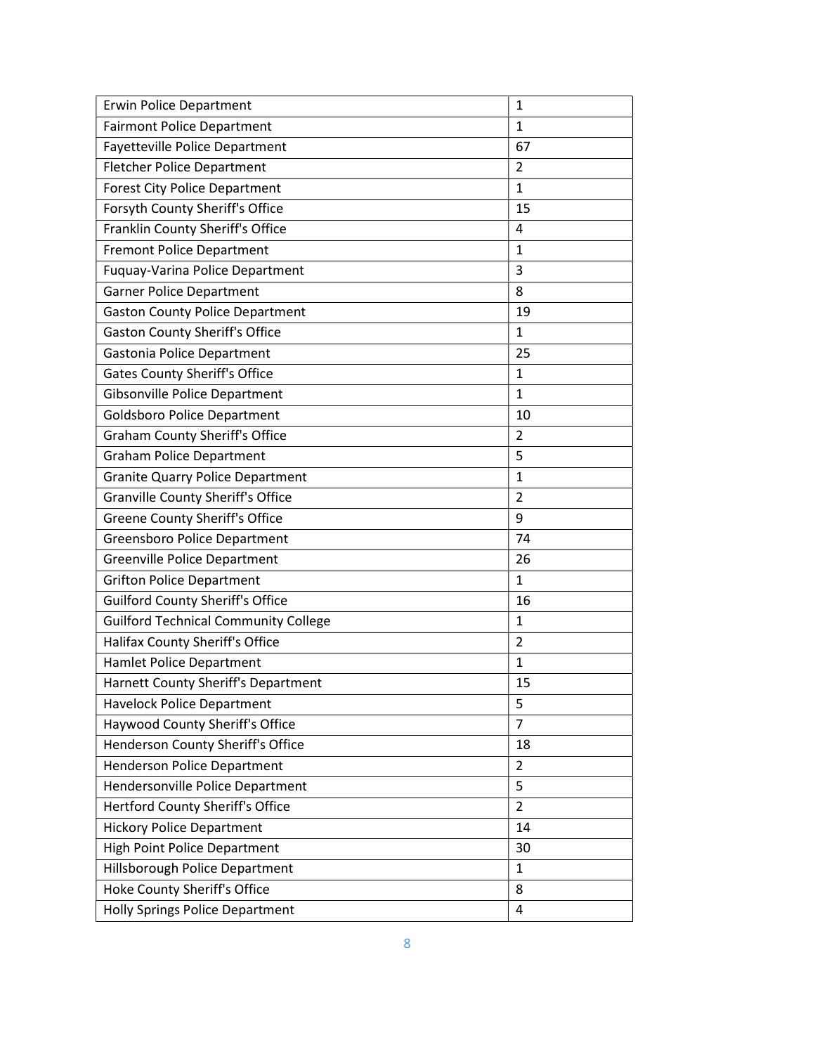| | |
|---|---|
| Erwin Police Department | 1 |
| Fairmont Police Department | 1 |
| Fayetteville Police Department | 67 |
| Fletcher Police Department | 2 |
| Forest City Police Department | 1 |
| Forsyth County Sheriff's Office | 15 |
| Franklin County Sheriff's Office | 4 |
| Fremont Police Department | 1 |
| Fuquay-Varina Police Department | 3 |
| Garner Police Department | 8 |
| Gaston County Police Department | 19 |
| Gaston County Sheriff's Office | 1 |
| Gastonia Police Department | 25 |
| Gates County Sheriff's Office | 1 |
| Gibsonville Police Department | 1 |
| Goldsboro Police Department | 10 |
| Graham County Sheriff's Office | 2 |
| Graham Police Department | 5 |
| Granite Quarry Police Department | 1 |
| Granville County Sheriff's Office | 2 |
| Greene County Sheriff's Office | 9 |
| Greensboro Police Department | 74 |
| Greenville Police Department | 26 |
| Grifton Police Department | 1 |
| Guilford County Sheriff's Office | 16 |
| Guilford Technical Community College | 1 |
| Halifax County Sheriff's Office | 2 |
| Hamlet Police Department | 1 |
| Harnett County Sheriff's Department | 15 |
| Havelock Police Department | 5 |
| Haywood County Sheriff's Office | 7 |
| Henderson County Sheriff's Office | 18 |
| Henderson Police Department | 2 |
| Hendersonville Police Department | 5 |
| Hertford County Sheriff's Office | 2 |
| Hickory Police Department | 14 |
| High Point Police Department | 30 |
| Hillsborough Police Department | 1 |
| Hoke County Sheriff's Office | 8 |
| Holly Springs Police Department | 4 |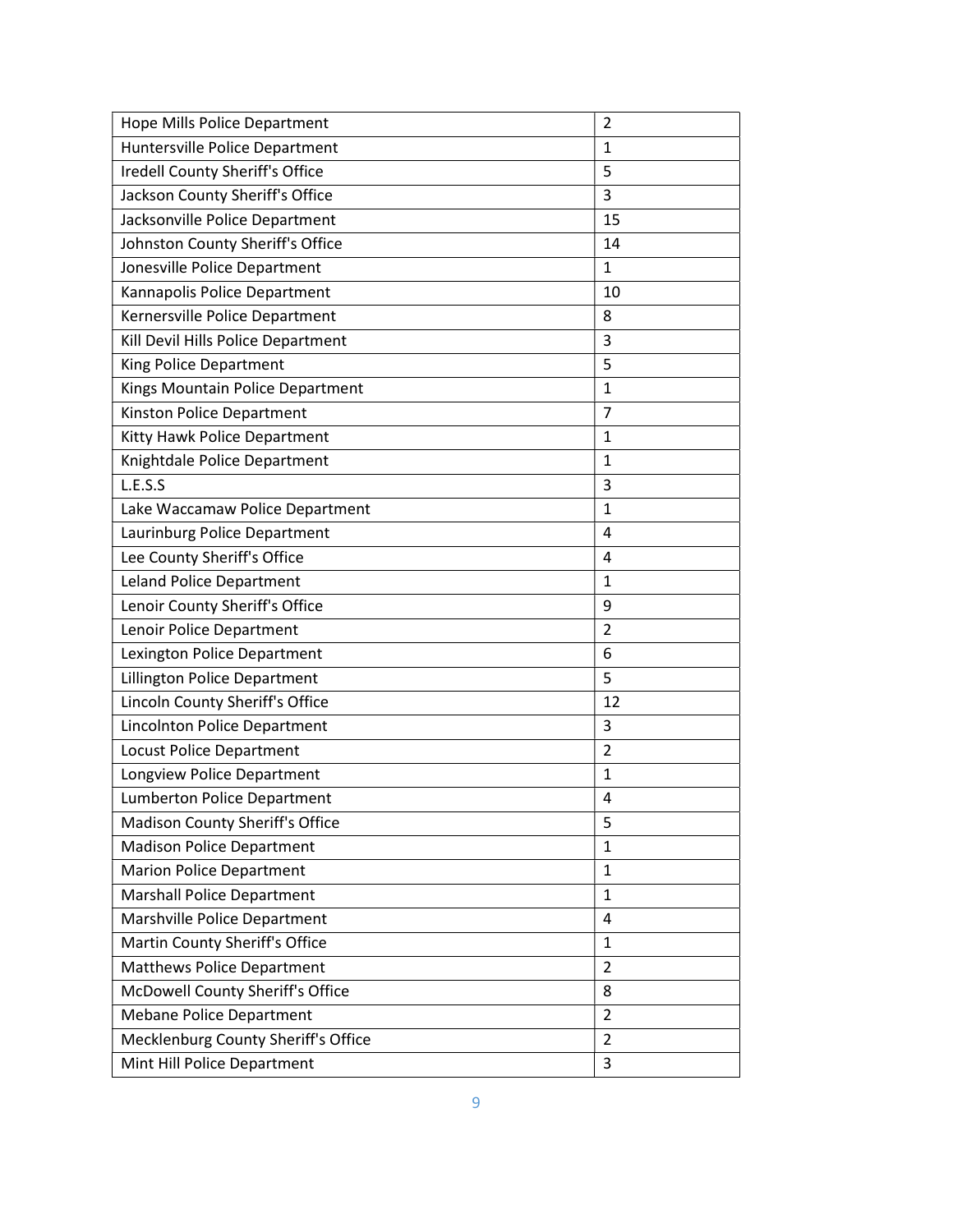| | |
|---|---|
| Hope Mills Police Department | 2 |
| Huntersville Police Department | 1 |
| Iredell County Sheriff's Office | 5 |
| Jackson County Sheriff's Office | 3 |
| Jacksonville Police Department | 15 |
| Johnston County Sheriff's Office | 14 |
| Jonesville Police Department | 1 |
| Kannapolis Police Department | 10 |
| Kernersville Police Department | 8 |
| Kill Devil Hills Police Department | 3 |
| King Police Department | 5 |
| Kings Mountain Police Department | 1 |
| Kinston Police Department | 7 |
| Kitty Hawk Police Department | 1 |
| Knightdale Police Department | 1 |
| L.E.S.S | 3 |
| Lake Waccamaw Police Department | 1 |
| Laurinburg Police Department | 4 |
| Lee County Sheriff's Office | 4 |
| Leland Police Department | 1 |
| Lenoir County Sheriff's Office | 9 |
| Lenoir Police Department | 2 |
| Lexington Police Department | 6 |
| Lillington Police Department | 5 |
| Lincoln County Sheriff's Office | 12 |
| Lincolnton Police Department | 3 |
| Locust Police Department | 2 |
| Longview Police Department | 1 |
| Lumberton Police Department | 4 |
| Madison County Sheriff's Office | 5 |
| Madison Police Department | 1 |
| Marion Police Department | 1 |
| Marshall Police Department | 1 |
| Marshville Police Department | 4 |
| Martin County Sheriff's Office | 1 |
| Matthews Police Department | 2 |
| McDowell County Sheriff's Office | 8 |
| Mebane Police Department | 2 |
| Mecklenburg County Sheriff's Office | 2 |
| Mint Hill Police Department | 3 |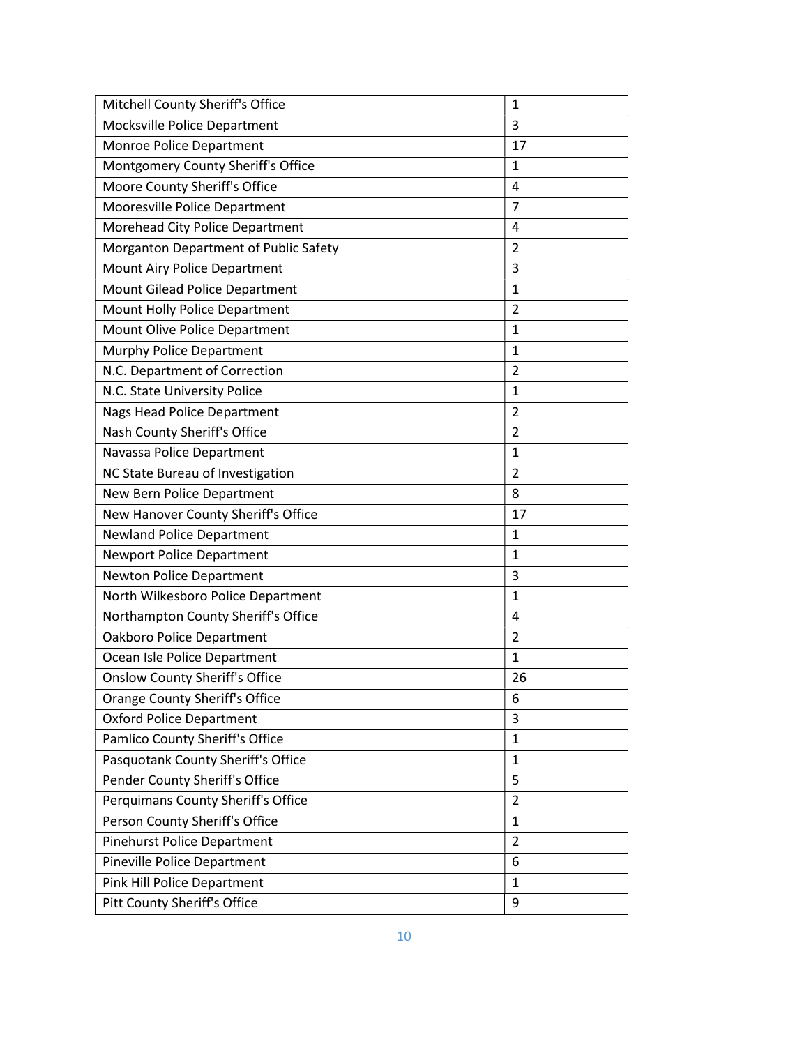| Mitchell County Sheriff's Office | 1 |
|---|---|
| Mocksville Police Department | 3 |
| Monroe Police Department | 17 |
| Montgomery County Sheriff's Office | 1 |
| Moore County Sheriff's Office | 4 |
| Mooresville Police Department | 7 |
| Morehead City Police Department | 4 |
| Morganton Department of Public Safety | 2 |
| Mount Airy Police Department | 3 |
| Mount Gilead Police Department | 1 |
| Mount Holly Police Department | 2 |
| Mount Olive Police Department | 1 |
| Murphy Police Department | 1 |
| N.C. Department of Correction | 2 |
| N.C. State University Police | 1 |
| Nags Head Police Department | 2 |
| Nash County Sheriff's Office | 2 |
| Navassa Police Department | 1 |
| NC State Bureau of Investigation | 2 |
| New Bern Police Department | 8 |
| New Hanover County Sheriff's Office | 17 |
| Newland Police Department | 1 |
| Newport Police Department | 1 |
| Newton Police Department | 3 |
| North Wilkesboro Police Department | 1 |
| Northampton County Sheriff's Office | 4 |
| Oakboro Police Department | 2 |
| Ocean Isle Police Department | 1 |
| Onslow County Sheriff's Office | 26 |
| Orange County Sheriff's Office | 6 |
| Oxford Police Department | 3 |
| Pamlico County Sheriff's Office | 1 |
| Pasquotank County Sheriff's Office | 1 |
| Pender County Sheriff's Office | 5 |
| Perquimans County Sheriff's Office | 2 |
| Person County Sheriff's Office | 1 |
| Pinehurst Police Department | 2 |
| Pineville Police Department | 6 |
| Pink Hill Police Department | 1 |
| Pitt County Sheriff's Office | 9 |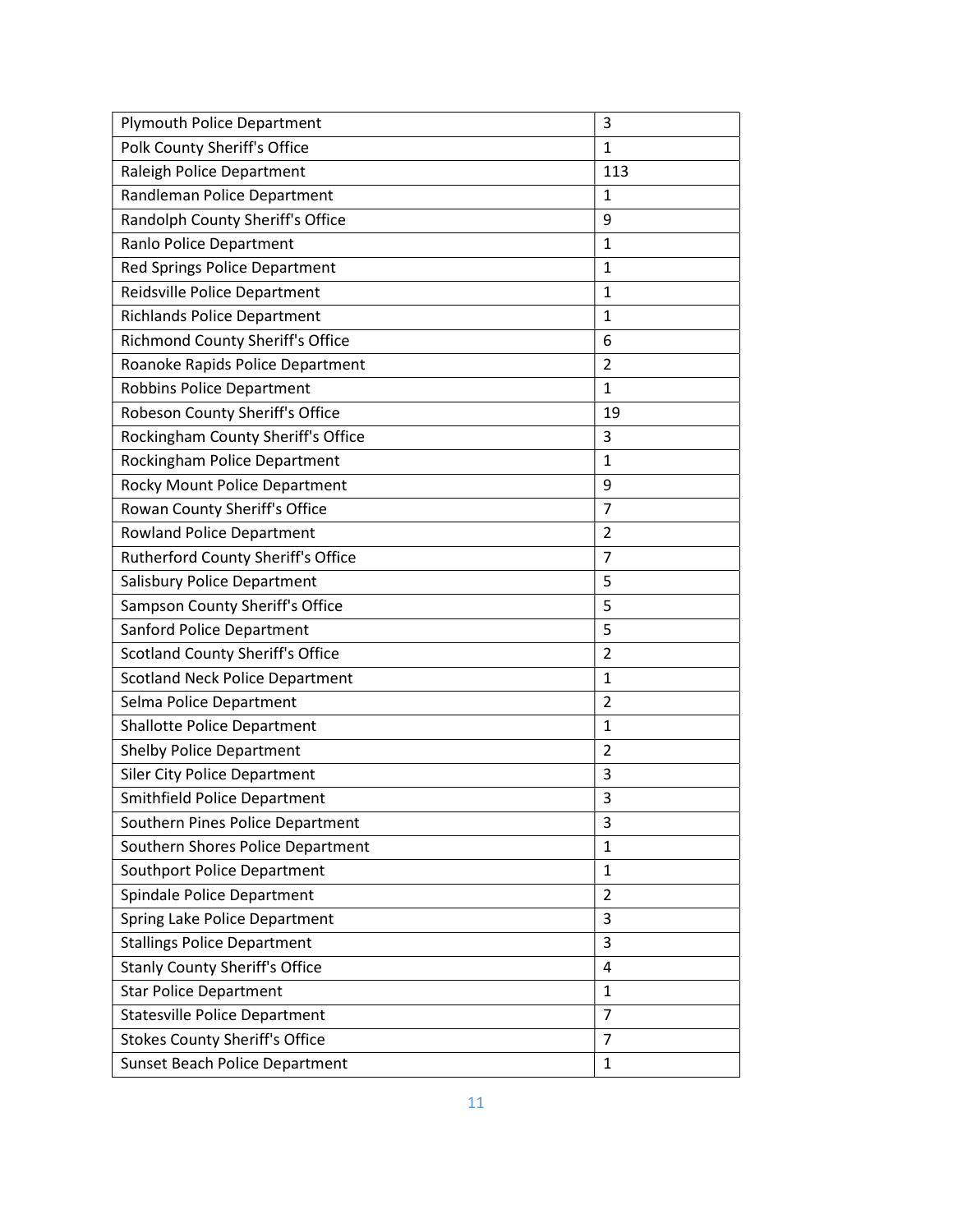| | |
|---|---|
| Plymouth Police Department | 3 |
| Polk County Sheriff's Office | 1 |
| Raleigh Police Department | 113 |
| Randleman Police Department | 1 |
| Randolph County Sheriff's Office | 9 |
| Ranlo Police Department | 1 |
| Red Springs Police Department | 1 |
| Reidsville Police Department | 1 |
| Richlands Police Department | 1 |
| Richmond County Sheriff's Office | 6 |
| Roanoke Rapids Police Department | 2 |
| Robbins Police Department | 1 |
| Robeson County Sheriff's Office | 19 |
| Rockingham County Sheriff's Office | 3 |
| Rockingham Police Department | 1 |
| Rocky Mount Police Department | 9 |
| Rowan County Sheriff's Office | 7 |
| Rowland Police Department | 2 |
| Rutherford County Sheriff's Office | 7 |
| Salisbury Police Department | 5 |
| Sampson County Sheriff's Office | 5 |
| Sanford Police Department | 5 |
| Scotland County Sheriff's Office | 2 |
| Scotland Neck Police Department | 1 |
| Selma Police Department | 2 |
| Shallotte Police Department | 1 |
| Shelby Police Department | 2 |
| Siler City Police Department | 3 |
| Smithfield Police Department | 3 |
| Southern Pines Police Department | 3 |
| Southern Shores Police Department | 1 |
| Southport Police Department | 1 |
| Spindale Police Department | 2 |
| Spring Lake Police Department | 3 |
| Stallings Police Department | 3 |
| Stanly County Sheriff's Office | 4 |
| Star Police Department | 1 |
| Statesville Police Department | 7 |
| Stokes County Sheriff's Office | 7 |
| Sunset Beach Police Department | 1 |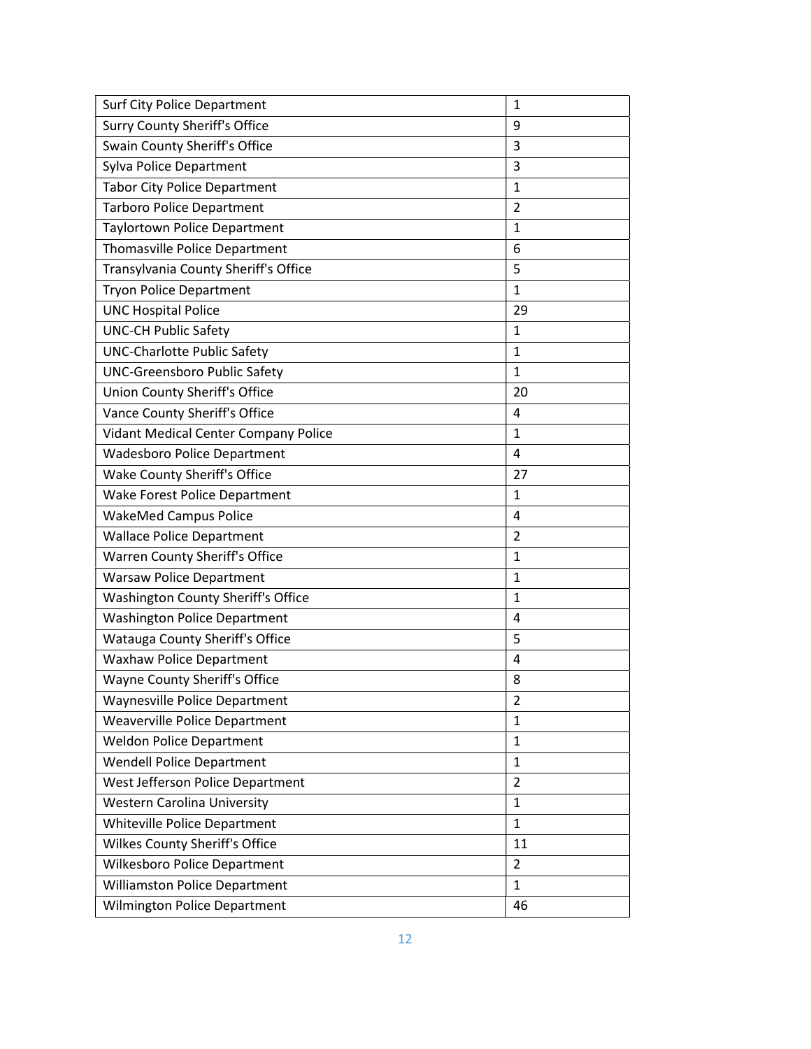| Surf City Police Department | 1 |
|---|---|
| Surry County Sheriff's Office | 9 |
| Swain County Sheriff's Office | 3 |
| Sylva Police Department | 3 |
| Tabor City Police Department | 1 |
| Tarboro Police Department | 2 |
| Taylortown Police Department | 1 |
| Thomasville Police Department | 6 |
| Transylvania County Sheriff's Office | 5 |
| Tryon Police Department | 1 |
| UNC Hospital Police | 29 |
| UNC-CH Public Safety | 1 |
| UNC-Charlotte Public Safety | 1 |
| UNC-Greensboro Public Safety | 1 |
| Union County Sheriff's Office | 20 |
| Vance County Sheriff's Office | 4 |
| Vidant Medical Center Company Police | 1 |
| Wadesboro Police Department | 4 |
| Wake County Sheriff's Office | 27 |
| Wake Forest Police Department | 1 |
| WakeMed Campus Police | 4 |
| Wallace Police Department | 2 |
| Warren County Sheriff's Office | 1 |
| Warsaw Police Department | 1 |
| Washington County Sheriff's Office | 1 |
| Washington Police Department | 4 |
| Watauga County Sheriff's Office | 5 |
| Waxhaw Police Department | 4 |
| Wayne County Sheriff's Office | 8 |
| Waynesville Police Department | 2 |
| Weaverville Police Department | 1 |
| Weldon Police Department | 1 |
| Wendell Police Department | 1 |
| West Jefferson Police Department | 2 |
| Western Carolina University | 1 |
| Whiteville Police Department | 1 |
| Wilkes County Sheriff's Office | 11 |
| Wilkesboro Police Department | 2 |
| Williamston Police Department | 1 |
| Wilmington Police Department | 46 |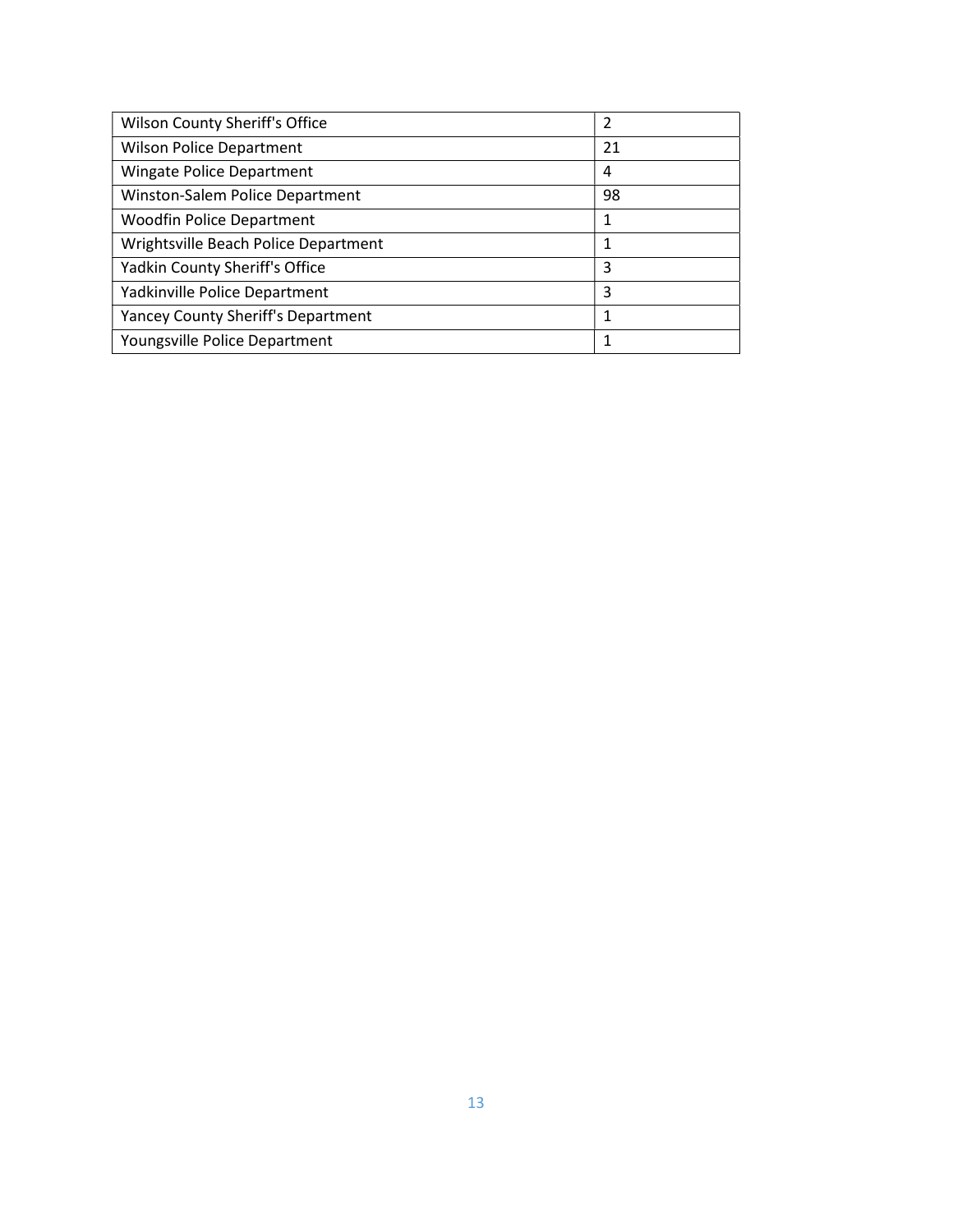| | |
|---|---|
| Wilson County Sheriff's Office | 2 |
| Wilson Police Department | 21 |
| Wingate Police Department | 4 |
| Winston-Salem Police Department | 98 |
| Woodfin Police Department | 1 |
| Wrightsville Beach Police Department | 1 |
| Yadkin County Sheriff's Office | 3 |
| Yadkinville Police Department | 3 |
| Yancey County Sheriff's Department | 1 |
| Youngsville Police Department | 1 |